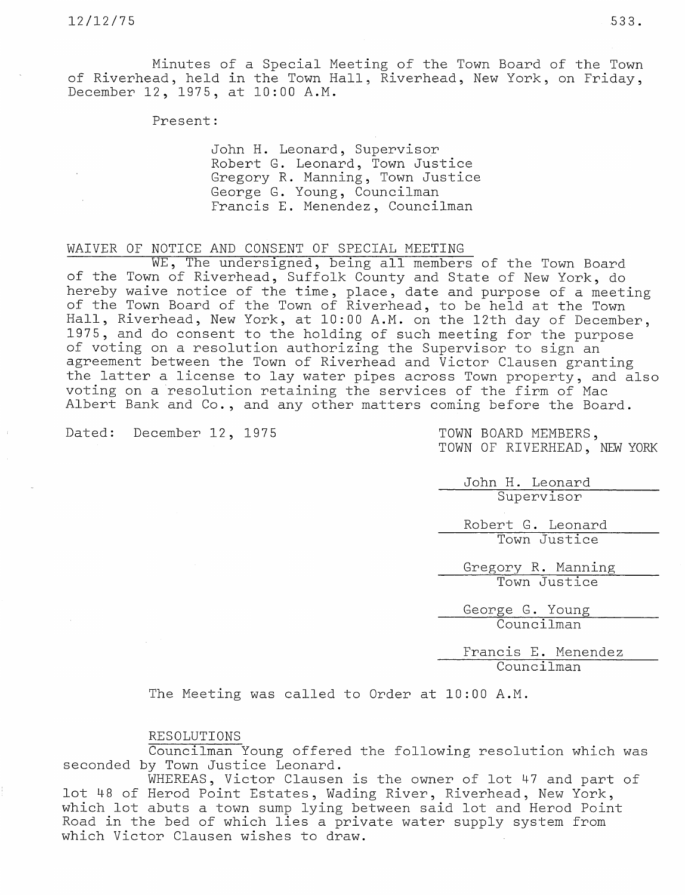Minutes of a Special Meeting of the Town Board of the Town of Riverhead, held in the Town Hall, Riverhead, New York, on Friday, December 12, 1975, at 10:00 A.M.

Present:

John H. Leonard, Supervisor
Robert G. Leonard, Town Justice
Gregory R. Manning, Town Justice
George G. Young, Councilman
Francis E. Menendez, Councilman

WAIVER OF NOTICE AND CONSENT OF SPECIAL MEETING

WE, The undersigned, being all members of the Town Board of the Town of Riverhead, Suffolk County and State of New York, do hereby waive notice of the time, place, date and purpose of a meeting of the Town Board of the Town of Riverhead, to be held at the Town Hall, Riverhead, New York, at 10:00 A.M. on the 12th day of December, 1975, and do consent to the holding of such meeting for the purpose of voting on a resolution authorizing the Supervisor to sign an agreement between the Town of Riverhead and Victor Clausen granting the latter a license to lay water pipes across Town property, and also voting on a resolution retaining the services of the firm of Mac Albert Bank and Co., and any other matters coming before the Board.

Dated: December 12, 1975

TOWN BOARD MEMBERS,
TOWN OF RIVERHEAD, NEW YORK

John H. Leonard
Supervisor

Robert G. Leonard
Town Justice

Gregory R. Manning
Town Justice

George G. Young
Councilman

Francis E. Menendez
Councilman

The Meeting was called to Order at 10:00 A.M.

RESOLUTIONS

Councilman Young offered the following resolution which was seconded by Town Justice Leonard.

WHEREAS, Victor Clausen is the owner of lot 47 and part of lot 48 of Herod Point Estates, Wading River, Riverhead, New York, which lot abuts a town sump lying between said lot and Herod Point Road in the bed of which lies a private water supply system from which Victor Clausen wishes to draw.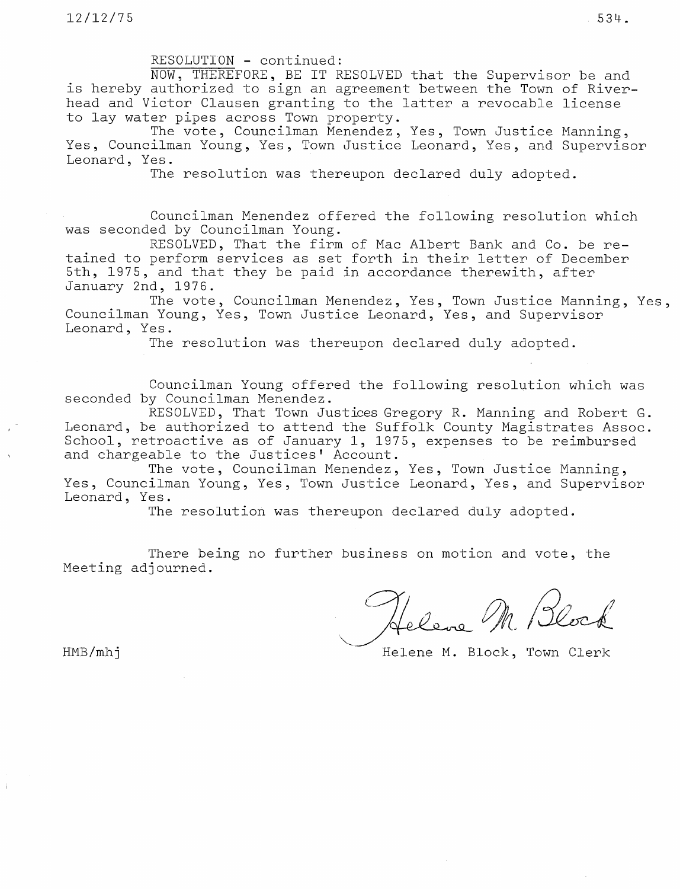RESOLUTION - continued:

NOW, THEREFORE, BE IT RESOLVED that the Supervisor be and is hereby authorized to sign an agreement between the Town of Riverhead and Victor Clausen granting to the latter a revocable license to lay water pipes across Town property.

The vote, Councilman Menendez, Yes, Town Justice Manning, Yes, Councilman Young, Yes, Town Justice Leonard, Yes, and Supervisor Leonard, Yes.

The resolution was thereupon declared duly adopted.

Councilman Menendez offered the following resolution which was seconded by Councilman Young.

RESOLVED, That the firm of Mac Albert Bank and Co. be retained to perform services as set forth in their letter of December 5th, 1975, and that they be paid in accordance therewith, after January 2nd, 1976.

The vote, Councilman Menendez, Yes, Town Justice Manning, Yes, Councilman Young, Yes, Town Justice Leonard, Yes, and Supervisor Leonard, Yes.

The resolution was thereupon declared duly adopted.

Councilman Young offered the following resolution which was seconded by Councilman Menendez.

RESOLVED, That Town Justices Gregory R. Manning and Robert G. Leonard, be authorized to attend the Suffolk County Magistrates Assoc. School, retroactive as of January 1, 1975, expenses to be reimbursed and chargeable to the Justices' Account.

The vote, Councilman Menendez, Yes, Town Justice Manning, Yes, Councilman Young, Yes, Town Justice Leonard, Yes, and Supervisor Leonard, Yes.

The resolution was thereupon declared duly adopted.

There being no further business on motion and vote, the Meeting adjourned.

Helene M. Block

Helene M. Block, Town Clerk

HMB/mhj